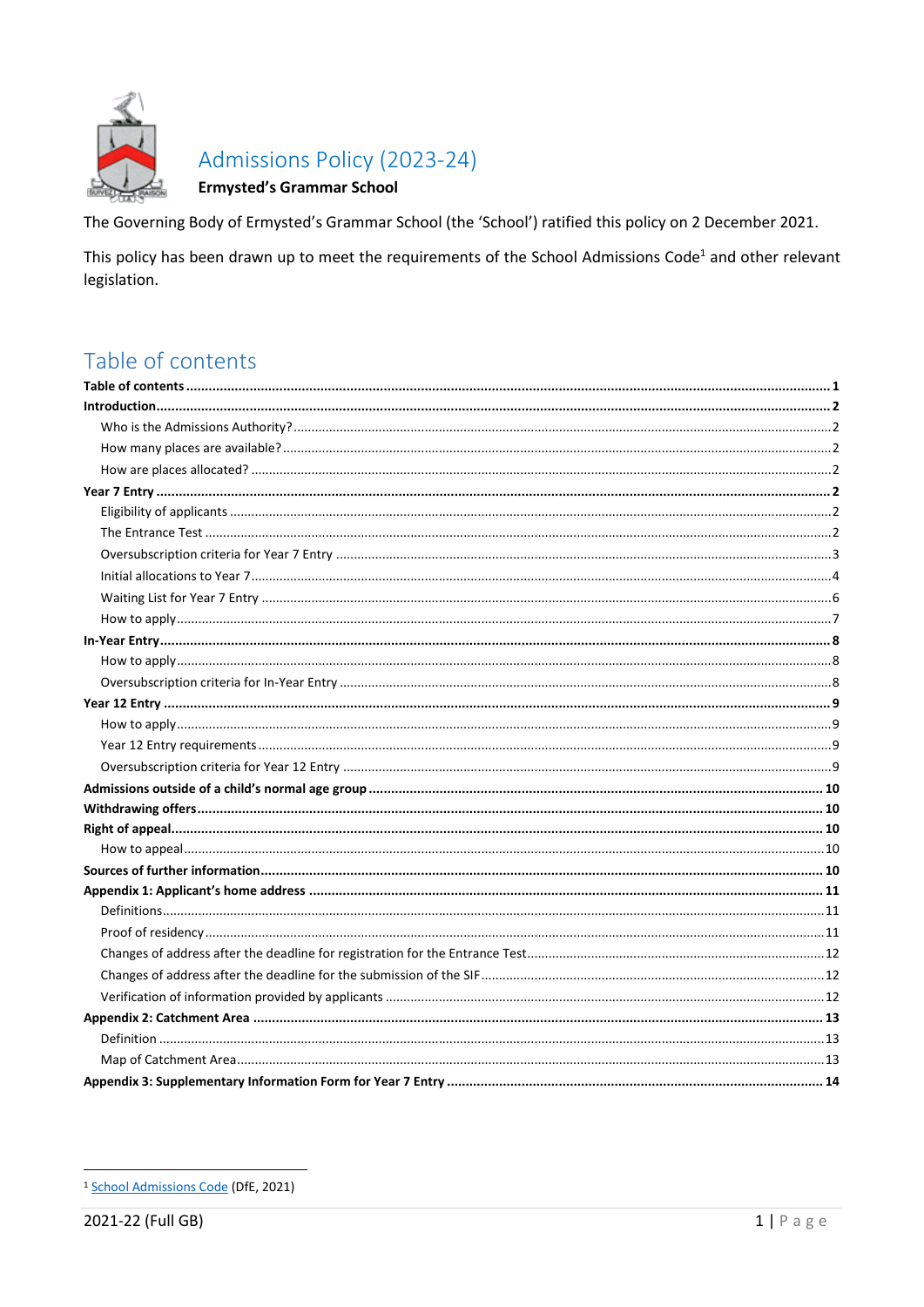# Admissions Policy (2023-24)

**Ermysted's Grammar School**

The Governing Body of Ermysted's Grammar School (the 'School') ratified this policy on 2 December 2021.

This policy has been drawn up to meet the requirements of the School Admissions Code[1] and other relevant legislation.

## Table of contents

**Table of contents** ..... **1**

**Introduction** ..... **2**

- Who is the Admissions Authority? ..... 2
- How many places are available? ..... 2
- How are places allocated? ..... 2

**Year 7 Entry** ..... **2**

- Eligibility of applicants ..... 2
- The Entrance Test ..... 2
- Oversubscription criteria for Year 7 Entry ..... 3
- Initial allocations to Year 7 ..... 4
- Waiting List for Year 7 Entry ..... 6
- How to apply ..... 7

**In-Year Entry** ..... **8**

- How to apply ..... 8
- Oversubscription criteria for In-Year Entry ..... 8

**Year 12 Entry** ..... **9**

- How to apply ..... 9
- Year 12 Entry requirements ..... 9
- Oversubscription criteria for Year 12 Entry ..... 9

**Admissions outside of a child's normal age group** ..... **10**

**Withdrawing offers** ..... **10**

**Right of appeal** ..... **10**

- How to appeal ..... 10

**Sources of further information** ..... **10**

**Appendix 1: Applicant's home address** ..... **11**

- Definitions ..... 11
- Proof of residency ..... 11
- Changes of address after the deadline for registration for the Entrance Test ..... 12
- Changes of address after the deadline for the submission of the SIF ..... 12
- Verification of information provided by applicants ..... 12

**Appendix 2: Catchment Area** ..... **13**

- Definition ..... 13
- Map of Catchment Area ..... 13

**Appendix 3: Supplementary Information Form for Year 7 Entry** ..... **14**

---

[1] School Admissions Code (DfE, 2021)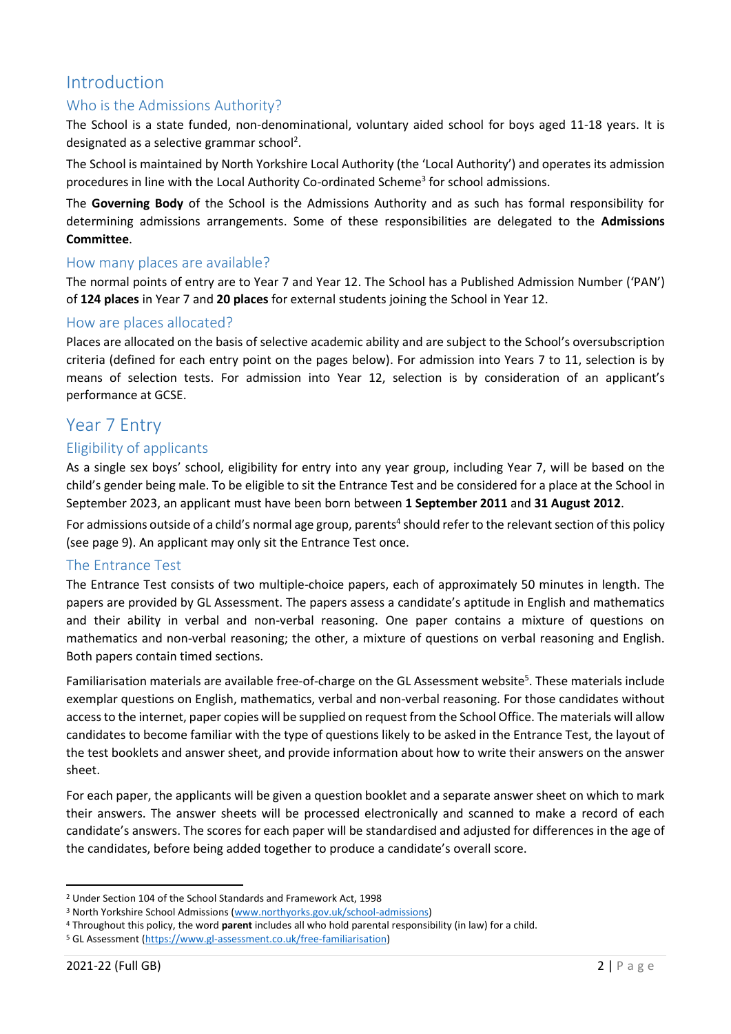# Introduction

## Who is the Admissions Authority?

The School is a state funded, non-denominational, voluntary aided school for boys aged 11-18 years. It is designated as a selective grammar school[2].

The School is maintained by North Yorkshire Local Authority (the 'Local Authority') and operates its admission procedures in line with the Local Authority Co-ordinated Scheme[3] for school admissions.

The **Governing Body** of the School is the Admissions Authority and as such has formal responsibility for determining admissions arrangements. Some of these responsibilities are delegated to the **Admissions Committee**.

## How many places are available?

The normal points of entry are to Year 7 and Year 12. The School has a Published Admission Number ('PAN') of **124 places** in Year 7 and **20 places** for external students joining the School in Year 12.

## How are places allocated?

Places are allocated on the basis of selective academic ability and are subject to the School's oversubscription criteria (defined for each entry point on the pages below). For admission into Years 7 to 11, selection is by means of selection tests. For admission into Year 12, selection is by consideration of an applicant's performance at GCSE.

# Year 7 Entry

## Eligibility of applicants

As a single sex boys' school, eligibility for entry into any year group, including Year 7, will be based on the child's gender being male. To be eligible to sit the Entrance Test and be considered for a place at the School in September 2023, an applicant must have been born between **1 September 2011** and **31 August 2012**.

For admissions outside of a child's normal age group, parents[4] should refer to the relevant section of this policy (see page 9). An applicant may only sit the Entrance Test once.

## The Entrance Test

The Entrance Test consists of two multiple-choice papers, each of approximately 50 minutes in length. The papers are provided by GL Assessment. The papers assess a candidate's aptitude in English and mathematics and their ability in verbal and non-verbal reasoning. One paper contains a mixture of questions on mathematics and non-verbal reasoning; the other, a mixture of questions on verbal reasoning and English. Both papers contain timed sections.

Familiarisation materials are available free-of-charge on the GL Assessment website[5]. These materials include exemplar questions on English, mathematics, verbal and non-verbal reasoning. For those candidates without access to the internet, paper copies will be supplied on request from the School Office. The materials will allow candidates to become familiar with the type of questions likely to be asked in the Entrance Test, the layout of the test booklets and answer sheet, and provide information about how to write their answers on the answer sheet.

For each paper, the applicants will be given a question booklet and a separate answer sheet on which to mark their answers. The answer sheets will be processed electronically and scanned to make a record of each candidate's answers. The scores for each paper will be standardised and adjusted for differences in the age of the candidates, before being added together to produce a candidate's overall score.

---

[2] Under Section 104 of the School Standards and Framework Act, 1998

[3] North Yorkshire School Admissions (www.northyorks.gov.uk/school-admissions)

[4] Throughout this policy, the word **parent** includes all who hold parental responsibility (in law) for a child.

[5] GL Assessment (https://www.gl-assessment.co.uk/free-familiarisation)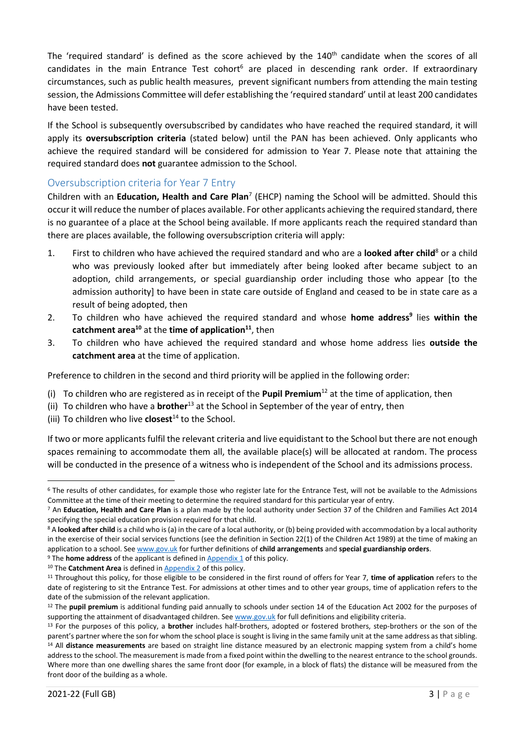The 'required standard' is defined as the score achieved by the 140th candidate when the scores of all candidates in the main Entrance Test cohort[6] are placed in descending rank order. If extraordinary circumstances, such as public health measures, prevent significant numbers from attending the main testing session, the Admissions Committee will defer establishing the 'required standard' until at least 200 candidates have been tested.

If the School is subsequently oversubscribed by candidates who have reached the required standard, it will apply its **oversubscription criteria** (stated below) until the PAN has been achieved. Only applicants who achieve the required standard will be considered for admission to Year 7. Please note that attaining the required standard does **not** guarantee admission to the School.

## Oversubscription criteria for Year 7 Entry

Children with an **Education, Health and Care Plan**[7] (EHCP) naming the School will be admitted. Should this occur it will reduce the number of places available. For other applicants achieving the required standard, there is no guarantee of a place at the School being available. If more applicants reach the required standard than there are places available, the following oversubscription criteria will apply:

1. First to children who have achieved the required standard and who are a **looked after child**[8] or a child who was previously looked after but immediately after being looked after became subject to an adoption, child arrangements, or special guardianship order including those who appear [to the admission authority] to have been in state care outside of England and ceased to be in state care as a result of being adopted, then
2. To children who have achieved the required standard and whose **home address[9]** lies **within the catchment area[10]** at the **time of application[11]**, then
3. To children who have achieved the required standard and whose home address lies **outside the catchment area** at the time of application.

Preference to children in the second and third priority will be applied in the following order:

(i) To children who are registered as in receipt of the **Pupil Premium**[12] at the time of application, then
(ii) To children who have a **brother**[13] at the School in September of the year of entry, then
(iii) To children who live **closest**[14] to the School.

If two or more applicants fulfil the relevant criteria and live equidistant to the School but there are not enough spaces remaining to accommodate them all, the available place(s) will be allocated at random. The process will be conducted in the presence of a witness who is independent of the School and its admissions process.

---

[6] The results of other candidates, for example those who register late for the Entrance Test, will not be available to the Admissions Committee at the time of their meeting to determine the required standard for this particular year of entry.

[7] An **Education, Health and Care Plan** is a plan made by the local authority under Section 37 of the Children and Families Act 2014 specifying the special education provision required for that child.

[8] A **looked after child** is a child who is (a) in the care of a local authority, or (b) being provided with accommodation by a local authority in the exercise of their social services functions (see the definition in Section 22(1) of the Children Act 1989) at the time of making an application to a school. See www.gov.uk for further definitions of **child arrangements** and **special guardianship orders**.

[9] The **home address** of the applicant is defined in Appendix 1 of this policy.

[10] The **Catchment Area** is defined in Appendix 2 of this policy.

[11] Throughout this policy, for those eligible to be considered in the first round of offers for Year 7, **time of application** refers to the date of registering to sit the Entrance Test. For admissions at other times and to other year groups, time of application refers to the date of the submission of the relevant application.

[12] The **pupil premium** is additional funding paid annually to schools under section 14 of the Education Act 2002 for the purposes of supporting the attainment of disadvantaged children. See www.gov.uk for full definitions and eligibility criteria.

[13] For the purposes of this policy, a **brother** includes half-brothers, adopted or fostered brothers, step-brothers or the son of the parent's partner where the son for whom the school place is sought is living in the same family unit at the same address as that sibling.

[14] All **distance measurements** are based on straight line distance measured by an electronic mapping system from a child's home address to the school. The measurement is made from a fixed point within the dwelling to the nearest entrance to the school grounds. Where more than one dwelling shares the same front door (for example, in a block of flats) the distance will be measured from the front door of the building as a whole.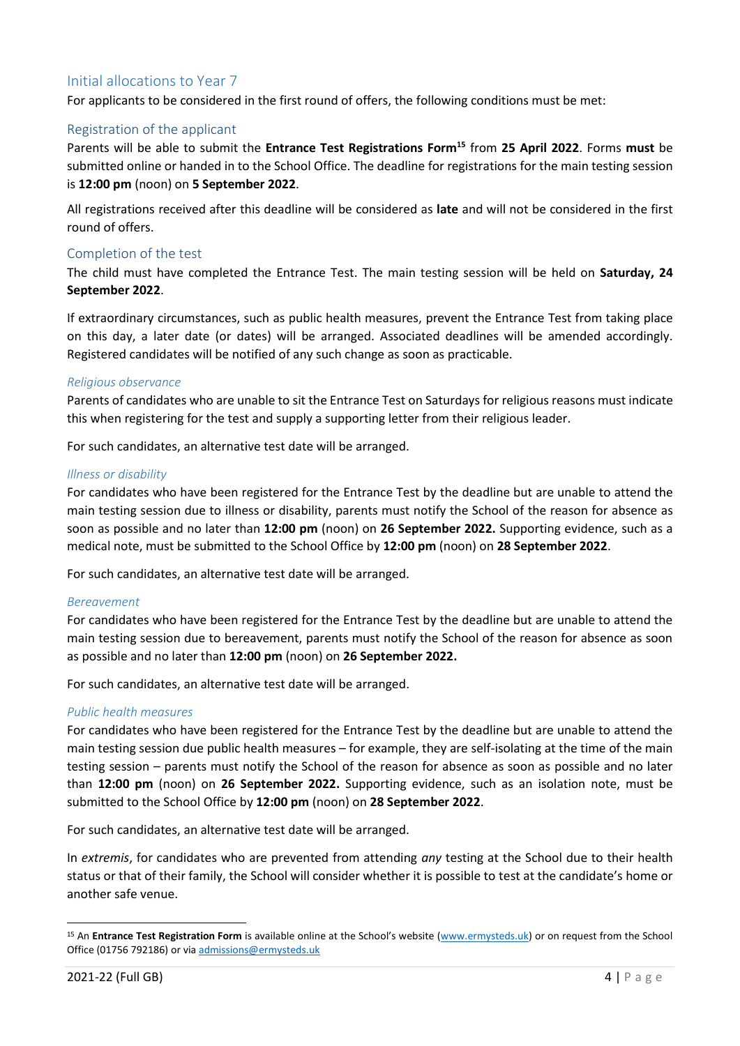## Initial allocations to Year 7

For applicants to be considered in the first round of offers, the following conditions must be met:

### Registration of the applicant

Parents will be able to submit the **Entrance Test Registrations Form**[15] from **25 April 2022**. Forms **must** be submitted online or handed in to the School Office. The deadline for registrations for the main testing session is **12:00 pm** (noon) on **5 September 2022**.

All registrations received after this deadline will be considered as **late** and will not be considered in the first round of offers.

### Completion of the test

The child must have completed the Entrance Test. The main testing session will be held on **Saturday, 24 September 2022**.

If extraordinary circumstances, such as public health measures, prevent the Entrance Test from taking place on this day, a later date (or dates) will be arranged. Associated deadlines will be amended accordingly. Registered candidates will be notified of any such change as soon as practicable.

#### *Religious observance*

Parents of candidates who are unable to sit the Entrance Test on Saturdays for religious reasons must indicate this when registering for the test and supply a supporting letter from their religious leader.

For such candidates, an alternative test date will be arranged.

#### *Illness or disability*

For candidates who have been registered for the Entrance Test by the deadline but are unable to attend the main testing session due to illness or disability, parents must notify the School of the reason for absence as soon as possible and no later than **12:00 pm** (noon) on **26 September 2022.** Supporting evidence, such as a medical note, must be submitted to the School Office by **12:00 pm** (noon) on **28 September 2022**.

For such candidates, an alternative test date will be arranged.

#### *Bereavement*

For candidates who have been registered for the Entrance Test by the deadline but are unable to attend the main testing session due to bereavement, parents must notify the School of the reason for absence as soon as possible and no later than **12:00 pm** (noon) on **26 September 2022.**

For such candidates, an alternative test date will be arranged.

#### *Public health measures*

For candidates who have been registered for the Entrance Test by the deadline but are unable to attend the main testing session due public health measures – for example, they are self-isolating at the time of the main testing session – parents must notify the School of the reason for absence as soon as possible and no later than **12:00 pm** (noon) on **26 September 2022.** Supporting evidence, such as an isolation note, must be submitted to the School Office by **12:00 pm** (noon) on **28 September 2022**.

For such candidates, an alternative test date will be arranged.

In *extremis*, for candidates who are prevented from attending *any* testing at the School due to their health status or that of their family, the School will consider whether it is possible to test at the candidate's home or another safe venue.

---

[15] An **Entrance Test Registration Form** is available online at the School's website (www.ermysteds.uk) or on request from the School Office (01756 792186) or via admissions@ermysteds.uk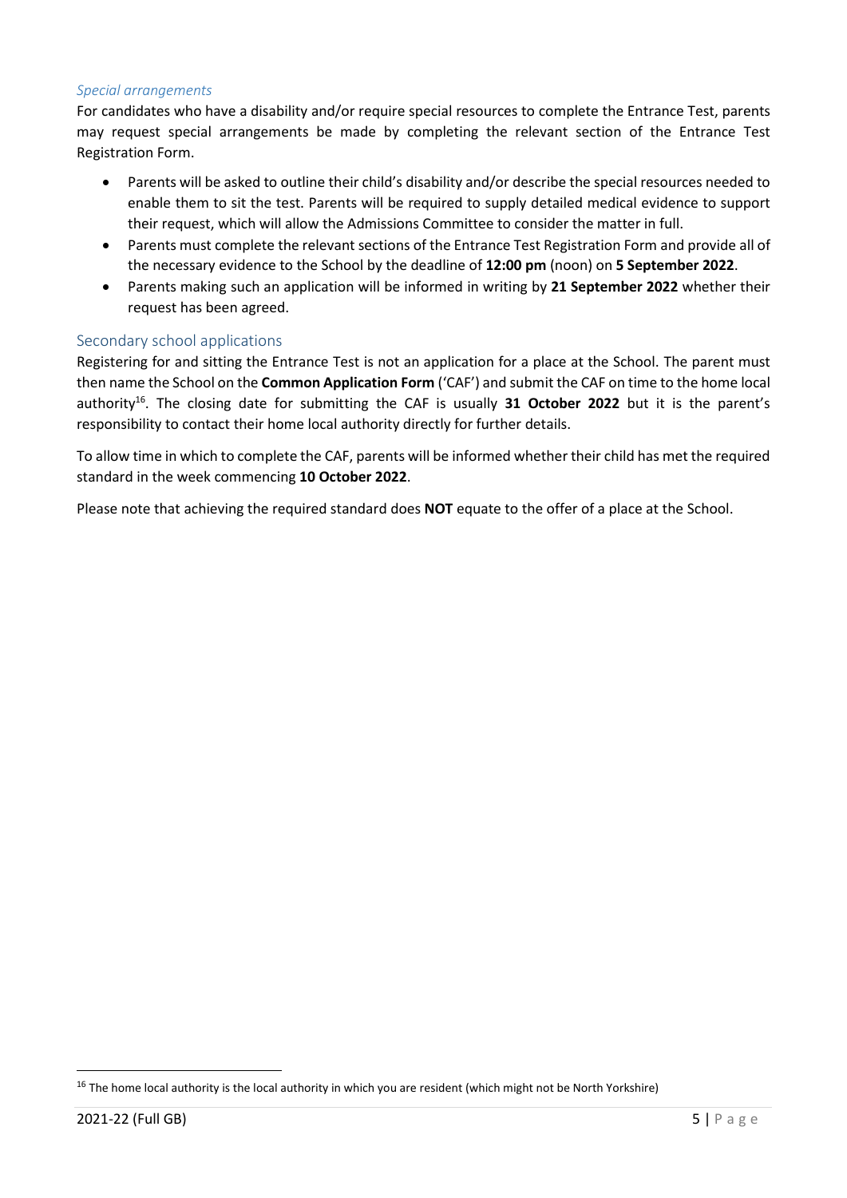*Special arrangements*

For candidates who have a disability and/or require special resources to complete the Entrance Test, parents may request special arrangements be made by completing the relevant section of the Entrance Test Registration Form.

- Parents will be asked to outline their child's disability and/or describe the special resources needed to enable them to sit the test. Parents will be required to supply detailed medical evidence to support their request, which will allow the Admissions Committee to consider the matter in full.
- Parents must complete the relevant sections of the Entrance Test Registration Form and provide all of the necessary evidence to the School by the deadline of **12:00 pm** (noon) on **5 September 2022**.
- Parents making such an application will be informed in writing by **21 September 2022** whether their request has been agreed.

### Secondary school applications

Registering for and sitting the Entrance Test is not an application for a place at the School. The parent must then name the School on the **Common Application Form** ('CAF') and submit the CAF on time to the home local authority[16]. The closing date for submitting the CAF is usually **31 October 2022** but it is the parent's responsibility to contact their home local authority directly for further details.

To allow time in which to complete the CAF, parents will be informed whether their child has met the required standard in the week commencing **10 October 2022**.

Please note that achieving the required standard does **NOT** equate to the offer of a place at the School.

[16] The home local authority is the local authority in which you are resident (which might not be North Yorkshire)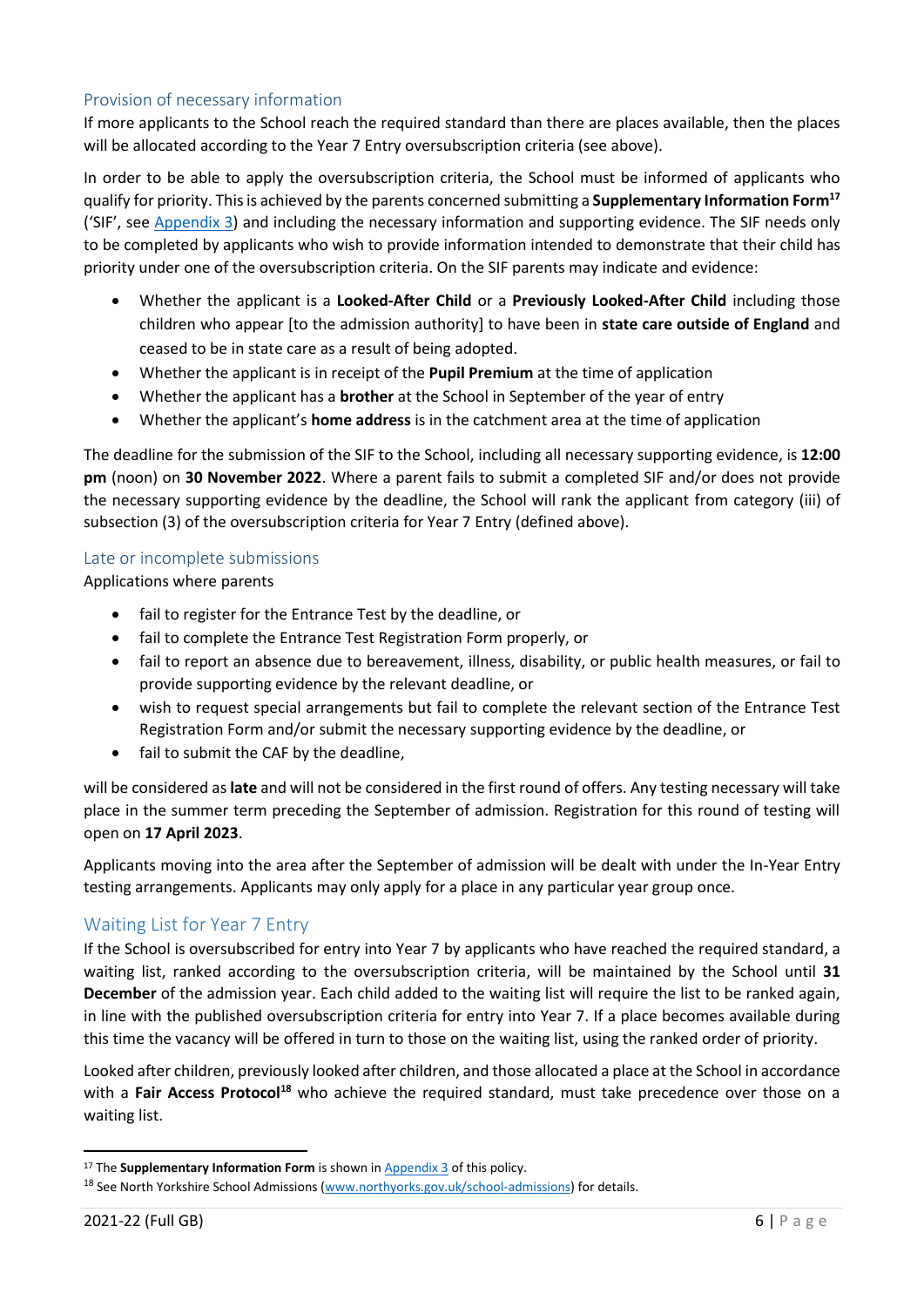### Provision of necessary information

If more applicants to the School reach the required standard than there are places available, then the places will be allocated according to the Year 7 Entry oversubscription criteria (see above).

In order to be able to apply the oversubscription criteria, the School must be informed of applicants who qualify for priority. This is achieved by the parents concerned submitting a **Supplementary Information Form**[17] ('SIF', see Appendix 3) and including the necessary information and supporting evidence. The SIF needs only to be completed by applicants who wish to provide information intended to demonstrate that their child has priority under one of the oversubscription criteria. On the SIF parents may indicate and evidence:

- Whether the applicant is a **Looked-After Child** or a **Previously Looked-After Child** including those children who appear [to the admission authority] to have been in **state care outside of England** and ceased to be in state care as a result of being adopted.
- Whether the applicant is in receipt of the **Pupil Premium** at the time of application
- Whether the applicant has a **brother** at the School in September of the year of entry
- Whether the applicant's **home address** is in the catchment area at the time of application

The deadline for the submission of the SIF to the School, including all necessary supporting evidence, is **12:00 pm** (noon) on **30 November 2022**. Where a parent fails to submit a completed SIF and/or does not provide the necessary supporting evidence by the deadline, the School will rank the applicant from category (iii) of subsection (3) of the oversubscription criteria for Year 7 Entry (defined above).

### Late or incomplete submissions

Applications where parents

- fail to register for the Entrance Test by the deadline, or
- fail to complete the Entrance Test Registration Form properly, or
- fail to report an absence due to bereavement, illness, disability, or public health measures, or fail to provide supporting evidence by the relevant deadline, or
- wish to request special arrangements but fail to complete the relevant section of the Entrance Test Registration Form and/or submit the necessary supporting evidence by the deadline, or
- fail to submit the CAF by the deadline,

will be considered as **late** and will not be considered in the first round of offers. Any testing necessary will take place in the summer term preceding the September of admission. Registration for this round of testing will open on **17 April 2023**.

Applicants moving into the area after the September of admission will be dealt with under the In-Year Entry testing arrangements. Applicants may only apply for a place in any particular year group once.

## Waiting List for Year 7 Entry

If the School is oversubscribed for entry into Year 7 by applicants who have reached the required standard, a waiting list, ranked according to the oversubscription criteria, will be maintained by the School until **31 December** of the admission year. Each child added to the waiting list will require the list to be ranked again, in line with the published oversubscription criteria for entry into Year 7. If a place becomes available during this time the vacancy will be offered in turn to those on the waiting list, using the ranked order of priority.

Looked after children, previously looked after children, and those allocated a place at the School in accordance with a **Fair Access Protocol**[18] who achieve the required standard, must take precedence over those on a waiting list.

[17] The **Supplementary Information Form** is shown in Appendix 3 of this policy.

[18] See North Yorkshire School Admissions (www.northyorks.gov.uk/school-admissions) for details.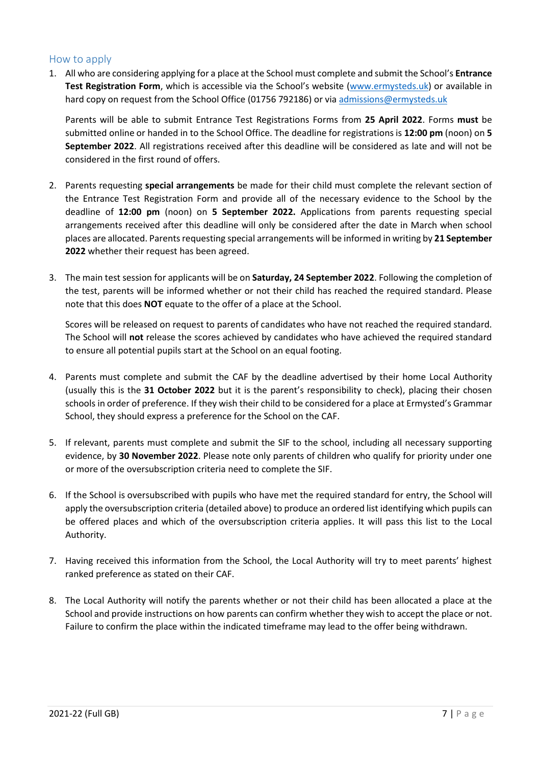## How to apply

1. All who are considering applying for a place at the School must complete and submit the School's **Entrance Test Registration Form**, which is accessible via the School's website ([www.ermysteds.uk](www.ermysteds.uk)) or available in hard copy on request from the School Office (01756 792186) or via [admissions@ermysteds.uk](mailto:admissions@ermysteds.uk)

   Parents will be able to submit Entrance Test Registrations Forms from **25 April 2022**. Forms **must** be submitted online or handed in to the School Office. The deadline for registrations is **12:00 pm** (noon) on **5 September 2022**. All registrations received after this deadline will be considered as late and will not be considered in the first round of offers.

2. Parents requesting **special arrangements** be made for their child must complete the relevant section of the Entrance Test Registration Form and provide all of the necessary evidence to the School by the deadline of **12:00 pm** (noon) on **5 September 2022.** Applications from parents requesting special arrangements received after this deadline will only be considered after the date in March when school places are allocated. Parents requesting special arrangements will be informed in writing by **21 September 2022** whether their request has been agreed.

3. The main test session for applicants will be on **Saturday, 24 September 2022**. Following the completion of the test, parents will be informed whether or not their child has reached the required standard. Please note that this does **NOT** equate to the offer of a place at the School.

   Scores will be released on request to parents of candidates who have not reached the required standard. The School will **not** release the scores achieved by candidates who have achieved the required standard to ensure all potential pupils start at the School on an equal footing.

4. Parents must complete and submit the CAF by the deadline advertised by their home Local Authority (usually this is the **31 October 2022** but it is the parent's responsibility to check), placing their chosen schools in order of preference. If they wish their child to be considered for a place at Ermysted's Grammar School, they should express a preference for the School on the CAF.

5. If relevant, parents must complete and submit the SIF to the school, including all necessary supporting evidence, by **30 November 2022**. Please note only parents of children who qualify for priority under one or more of the oversubscription criteria need to complete the SIF.

6. If the School is oversubscribed with pupils who have met the required standard for entry, the School will apply the oversubscription criteria (detailed above) to produce an ordered list identifying which pupils can be offered places and which of the oversubscription criteria applies. It will pass this list to the Local Authority.

7. Having received this information from the School, the Local Authority will try to meet parents' highest ranked preference as stated on their CAF.

8. The Local Authority will notify the parents whether or not their child has been allocated a place at the School and provide instructions on how parents can confirm whether they wish to accept the place or not. Failure to confirm the place within the indicated timeframe may lead to the offer being withdrawn.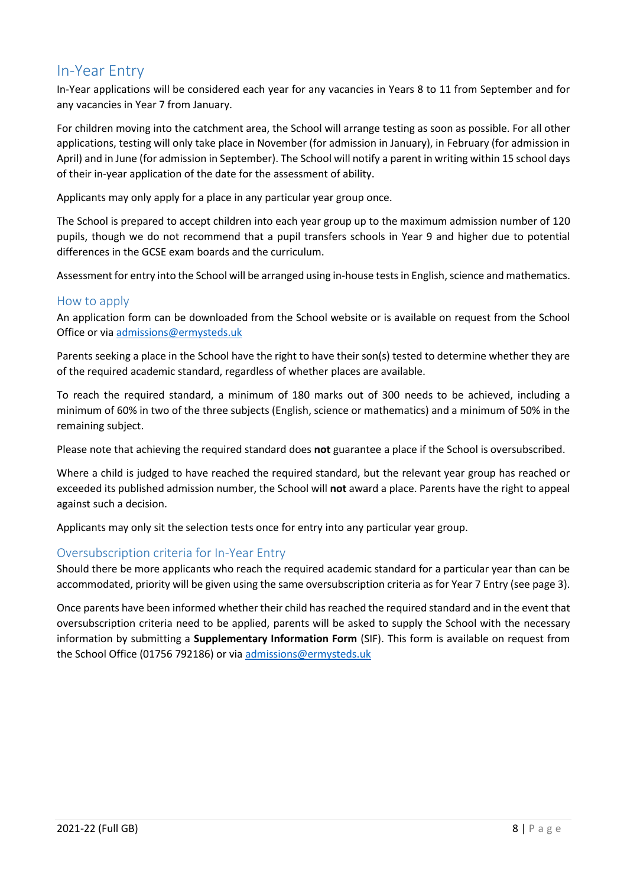## In-Year Entry

In-Year applications will be considered each year for any vacancies in Years 8 to 11 from September and for any vacancies in Year 7 from January.

For children moving into the catchment area, the School will arrange testing as soon as possible. For all other applications, testing will only take place in November (for admission in January), in February (for admission in April) and in June (for admission in September). The School will notify a parent in writing within 15 school days of their in-year application of the date for the assessment of ability.

Applicants may only apply for a place in any particular year group once.

The School is prepared to accept children into each year group up to the maximum admission number of 120 pupils, though we do not recommend that a pupil transfers schools in Year 9 and higher due to potential differences in the GCSE exam boards and the curriculum.

Assessment for entry into the School will be arranged using in-house tests in English, science and mathematics.

### How to apply

An application form can be downloaded from the School website or is available on request from the School Office or via admissions@ermysteds.uk

Parents seeking a place in the School have the right to have their son(s) tested to determine whether they are of the required academic standard, regardless of whether places are available.

To reach the required standard, a minimum of 180 marks out of 300 needs to be achieved, including a minimum of 60% in two of the three subjects (English, science or mathematics) and a minimum of 50% in the remaining subject.

Please note that achieving the required standard does **not** guarantee a place if the School is oversubscribed.

Where a child is judged to have reached the required standard, but the relevant year group has reached or exceeded its published admission number, the School will **not** award a place. Parents have the right to appeal against such a decision.

Applicants may only sit the selection tests once for entry into any particular year group.

### Oversubscription criteria for In-Year Entry

Should there be more applicants who reach the required academic standard for a particular year than can be accommodated, priority will be given using the same oversubscription criteria as for Year 7 Entry (see page 3).

Once parents have been informed whether their child has reached the required standard and in the event that oversubscription criteria need to be applied, parents will be asked to supply the School with the necessary information by submitting a **Supplementary Information Form** (SIF). This form is available on request from the School Office (01756 792186) or via admissions@ermysteds.uk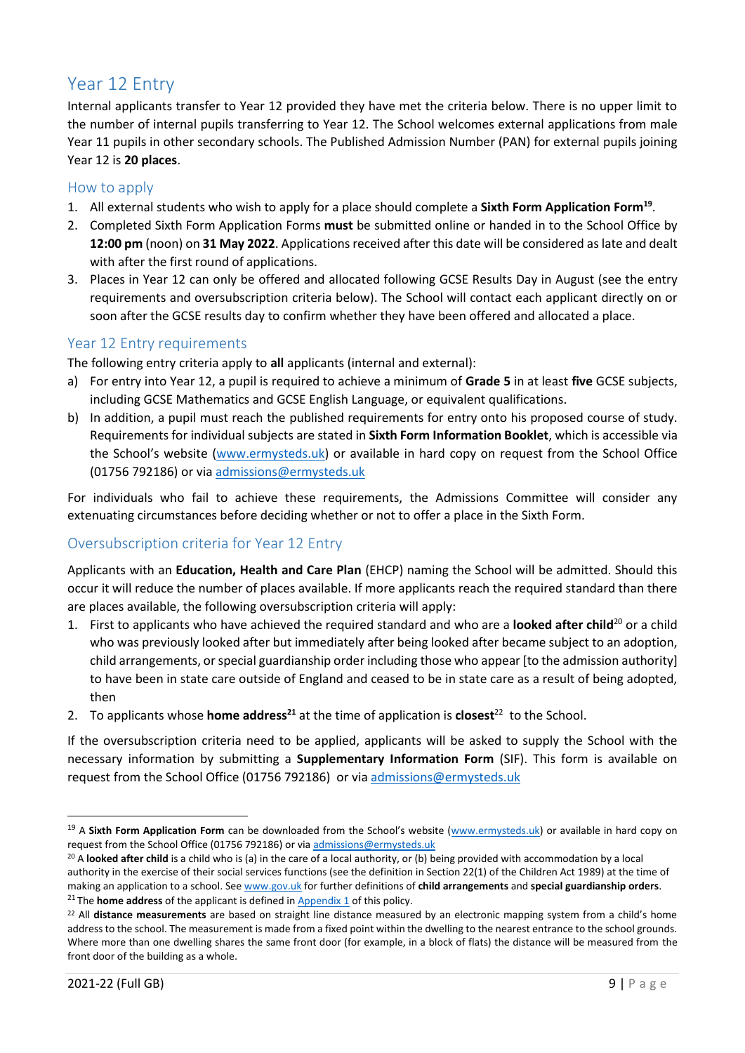## Year 12 Entry

Internal applicants transfer to Year 12 provided they have met the criteria below. There is no upper limit to the number of internal pupils transferring to Year 12. The School welcomes external applications from male Year 11 pupils in other secondary schools. The Published Admission Number (PAN) for external pupils joining Year 12 is **20 places**.

### How to apply

1. All external students who wish to apply for a place should complete a **Sixth Form Application Form**[19].
2. Completed Sixth Form Application Forms **must** be submitted online or handed in to the School Office by **12:00 pm** (noon) on **31 May 2022**. Applications received after this date will be considered as late and dealt with after the first round of applications.
3. Places in Year 12 can only be offered and allocated following GCSE Results Day in August (see the entry requirements and oversubscription criteria below). The School will contact each applicant directly on or soon after the GCSE results day to confirm whether they have been offered and allocated a place.

### Year 12 Entry requirements

The following entry criteria apply to **all** applicants (internal and external):

a) For entry into Year 12, a pupil is required to achieve a minimum of **Grade 5** in at least **five** GCSE subjects, including GCSE Mathematics and GCSE English Language, or equivalent qualifications.

b) In addition, a pupil must reach the published requirements for entry onto his proposed course of study. Requirements for individual subjects are stated in **Sixth Form Information Booklet**, which is accessible via the School's website (www.ermysteds.uk) or available in hard copy on request from the School Office (01756 792186) or via admissions@ermysteds.uk

For individuals who fail to achieve these requirements, the Admissions Committee will consider any extenuating circumstances before deciding whether or not to offer a place in the Sixth Form.

### Oversubscription criteria for Year 12 Entry

Applicants with an **Education, Health and Care Plan** (EHCP) naming the School will be admitted. Should this occur it will reduce the number of places available. If more applicants reach the required standard than there are places available, the following oversubscription criteria will apply:

1. First to applicants who have achieved the required standard and who are a **looked after child**[20] or a child who was previously looked after but immediately after being looked after became subject to an adoption, child arrangements, or special guardianship order including those who appear [to the admission authority] to have been in state care outside of England and ceased to be in state care as a result of being adopted, then
2. To applicants whose **home address**[21] at the time of application is **closest**[22] to the School.

If the oversubscription criteria need to be applied, applicants will be asked to supply the School with the necessary information by submitting a **Supplementary Information Form** (SIF). This form is available on request from the School Office (01756 792186) or via admissions@ermysteds.uk

---

[19] A **Sixth Form Application Form** can be downloaded from the School's website (www.ermysteds.uk) or available in hard copy on request from the School Office (01756 792186) or via admissions@ermysteds.uk

[20] A **looked after child** is a child who is (a) in the care of a local authority, or (b) being provided with accommodation by a local authority in the exercise of their social services functions (see the definition in Section 22(1) of the Children Act 1989) at the time of making an application to a school. See www.gov.uk for further definitions of **child arrangements** and **special guardianship orders**.

[21] The **home address** of the applicant is defined in Appendix 1 of this policy.

[22] All **distance measurements** are based on straight line distance measured by an electronic mapping system from a child's home address to the school. The measurement is made from a fixed point within the dwelling to the nearest entrance to the school grounds. Where more than one dwelling shares the same front door (for example, in a block of flats) the distance will be measured from the front door of the building as a whole.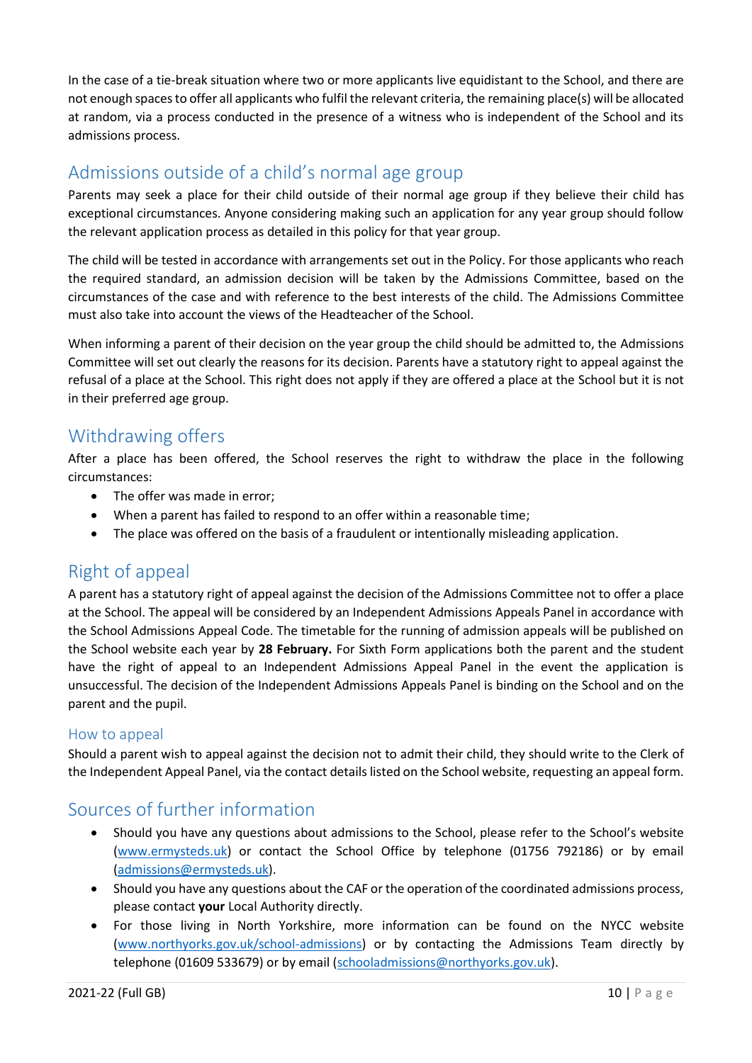In the case of a tie-break situation where two or more applicants live equidistant to the School, and there are not enough spaces to offer all applicants who fulfil the relevant criteria, the remaining place(s) will be allocated at random, via a process conducted in the presence of a witness who is independent of the School and its admissions process.

## Admissions outside of a child's normal age group

Parents may seek a place for their child outside of their normal age group if they believe their child has exceptional circumstances. Anyone considering making such an application for any year group should follow the relevant application process as detailed in this policy for that year group.

The child will be tested in accordance with arrangements set out in the Policy. For those applicants who reach the required standard, an admission decision will be taken by the Admissions Committee, based on the circumstances of the case and with reference to the best interests of the child. The Admissions Committee must also take into account the views of the Headteacher of the School.

When informing a parent of their decision on the year group the child should be admitted to, the Admissions Committee will set out clearly the reasons for its decision. Parents have a statutory right to appeal against the refusal of a place at the School. This right does not apply if they are offered a place at the School but it is not in their preferred age group.

## Withdrawing offers

After a place has been offered, the School reserves the right to withdraw the place in the following circumstances:

- The offer was made in error;
- When a parent has failed to respond to an offer within a reasonable time;
- The place was offered on the basis of a fraudulent or intentionally misleading application.

## Right of appeal

A parent has a statutory right of appeal against the decision of the Admissions Committee not to offer a place at the School. The appeal will be considered by an Independent Admissions Appeals Panel in accordance with the School Admissions Appeal Code. The timetable for the running of admission appeals will be published on the School website each year by **28 February.** For Sixth Form applications both the parent and the student have the right of appeal to an Independent Admissions Appeal Panel in the event the application is unsuccessful. The decision of the Independent Admissions Appeals Panel is binding on the School and on the parent and the pupil.

### How to appeal

Should a parent wish to appeal against the decision not to admit their child, they should write to the Clerk of the Independent Appeal Panel, via the contact details listed on the School website, requesting an appeal form.

## Sources of further information

- Should you have any questions about admissions to the School, please refer to the School's website (www.ermysteds.uk) or contact the School Office by telephone (01756 792186) or by email (admissions@ermysteds.uk).
- Should you have any questions about the CAF or the operation of the coordinated admissions process, please contact **your** Local Authority directly.
- For those living in North Yorkshire, more information can be found on the NYCC website (www.northyorks.gov.uk/school-admissions) or by contacting the Admissions Team directly by telephone (01609 533679) or by email (schooladmissions@northyorks.gov.uk).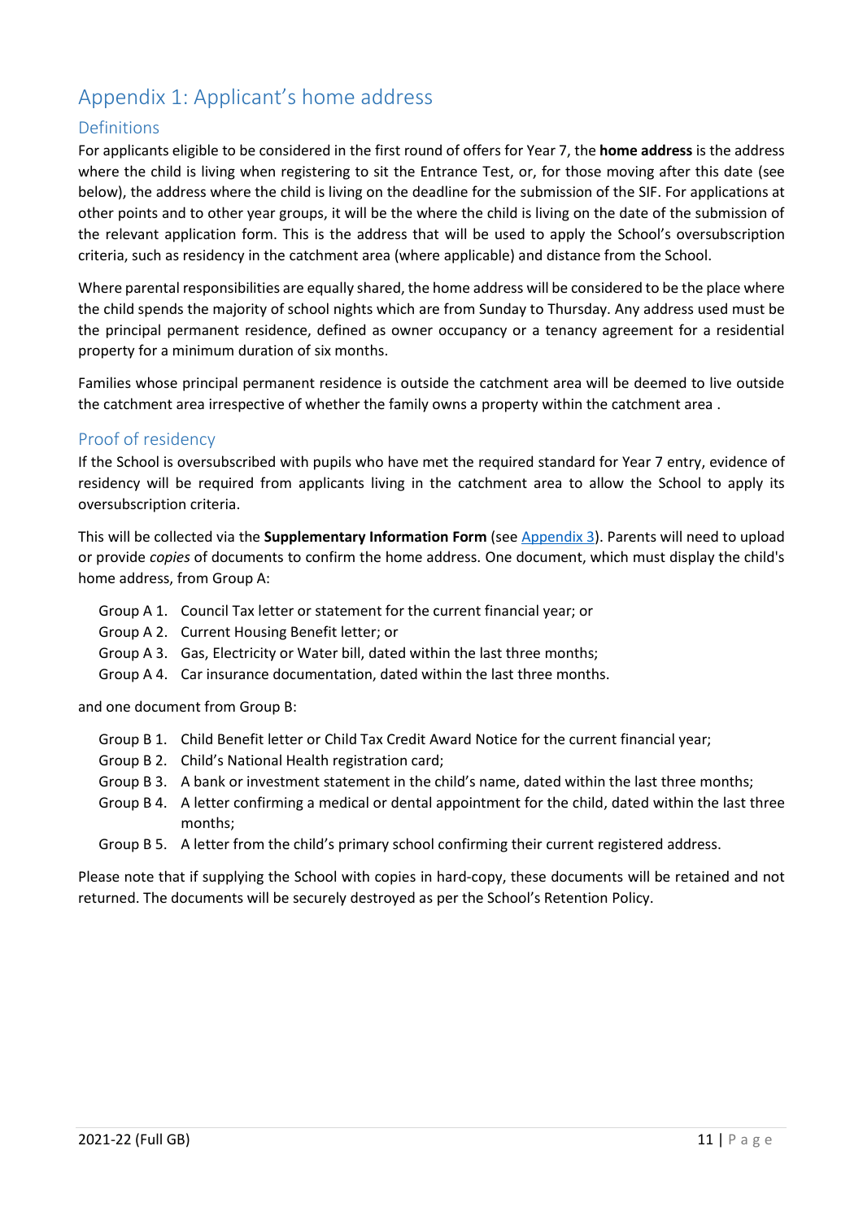## Appendix 1: Applicant's home address

### Definitions

For applicants eligible to be considered in the first round of offers for Year 7, the **home address** is the address where the child is living when registering to sit the Entrance Test, or, for those moving after this date (see below), the address where the child is living on the deadline for the submission of the SIF. For applications at other points and to other year groups, it will be the where the child is living on the date of the submission of the relevant application form. This is the address that will be used to apply the School's oversubscription criteria, such as residency in the catchment area (where applicable) and distance from the School.

Where parental responsibilities are equally shared, the home address will be considered to be the place where the child spends the majority of school nights which are from Sunday to Thursday. Any address used must be the principal permanent residence, defined as owner occupancy or a tenancy agreement for a residential property for a minimum duration of six months.

Families whose principal permanent residence is outside the catchment area will be deemed to live outside the catchment area irrespective of whether the family owns a property within the catchment area .

### Proof of residency

If the School is oversubscribed with pupils who have met the required standard for Year 7 entry, evidence of residency will be required from applicants living in the catchment area to allow the School to apply its oversubscription criteria.

This will be collected via the **Supplementary Information Form** (see Appendix 3). Parents will need to upload or provide *copies* of documents to confirm the home address. One document, which must display the child's home address, from Group A:

- Group A 1. Council Tax letter or statement for the current financial year; or
- Group A 2. Current Housing Benefit letter; or
- Group A 3. Gas, Electricity or Water bill, dated within the last three months;
- Group A 4. Car insurance documentation, dated within the last three months.

and one document from Group B:

- Group B 1. Child Benefit letter or Child Tax Credit Award Notice for the current financial year;
- Group B 2. Child's National Health registration card;
- Group B 3. A bank or investment statement in the child's name, dated within the last three months;
- Group B 4. A letter confirming a medical or dental appointment for the child, dated within the last three months;
- Group B 5. A letter from the child's primary school confirming their current registered address.

Please note that if supplying the School with copies in hard-copy, these documents will be retained and not returned. The documents will be securely destroyed as per the School's Retention Policy.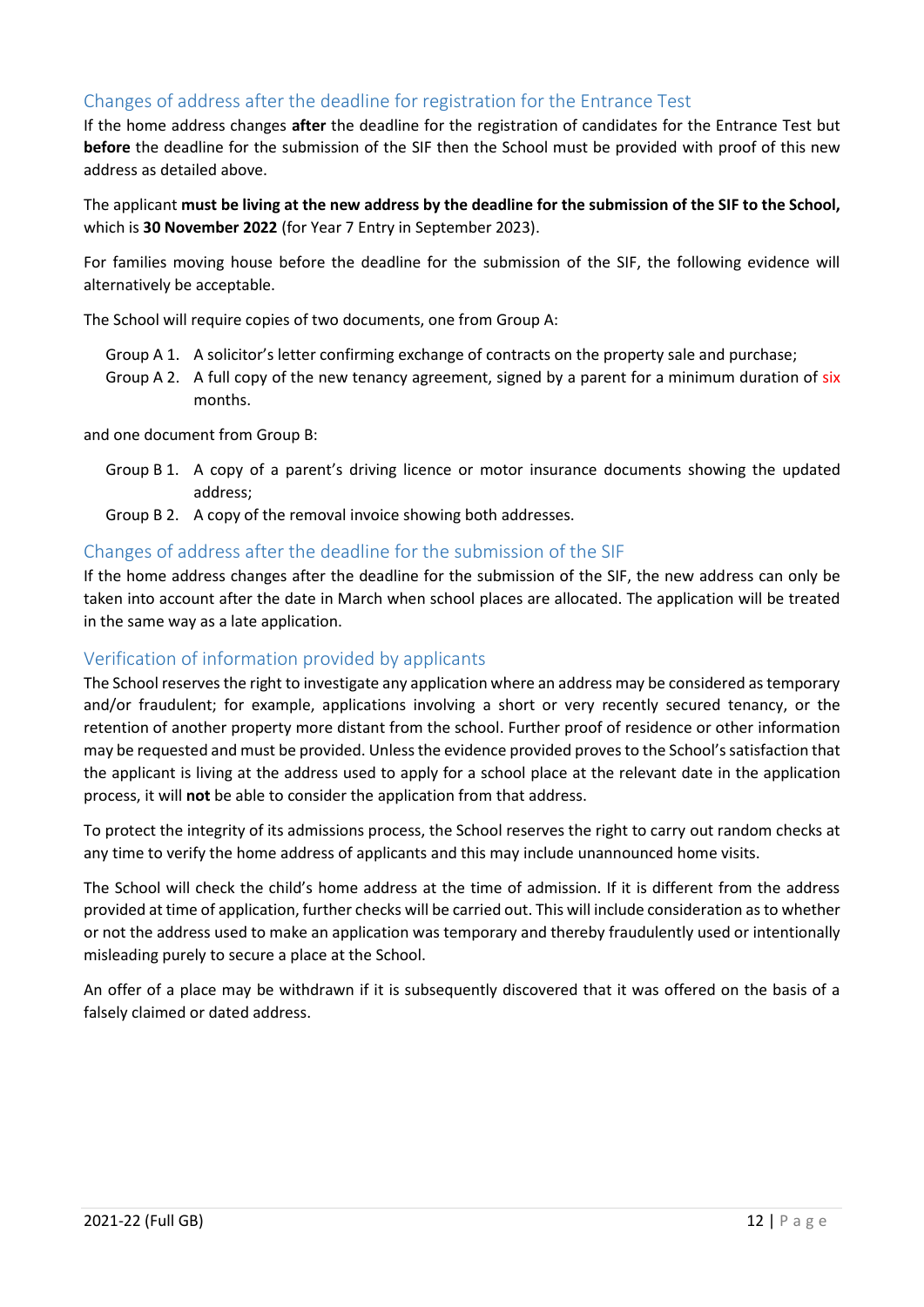## Changes of address after the deadline for registration for the Entrance Test

If the home address changes **after** the deadline for the registration of candidates for the Entrance Test but **before** the deadline for the submission of the SIF then the School must be provided with proof of this new address as detailed above.

The applicant **must be living at the new address by the deadline for the submission of the SIF to the School,** which is **30 November 2022** (for Year 7 Entry in September 2023).

For families moving house before the deadline for the submission of the SIF, the following evidence will alternatively be acceptable.

The School will require copies of two documents, one from Group A:

- Group A 1. A solicitor's letter confirming exchange of contracts on the property sale and purchase;
- Group A 2. A full copy of the new tenancy agreement, signed by a parent for a minimum duration of six months.

and one document from Group B:

- Group B 1. A copy of a parent's driving licence or motor insurance documents showing the updated address;
- Group B 2. A copy of the removal invoice showing both addresses.

## Changes of address after the deadline for the submission of the SIF

If the home address changes after the deadline for the submission of the SIF, the new address can only be taken into account after the date in March when school places are allocated. The application will be treated in the same way as a late application.

## Verification of information provided by applicants

The School reserves the right to investigate any application where an address may be considered as temporary and/or fraudulent; for example, applications involving a short or very recently secured tenancy, or the retention of another property more distant from the school. Further proof of residence or other information may be requested and must be provided. Unless the evidence provided proves to the School's satisfaction that the applicant is living at the address used to apply for a school place at the relevant date in the application process, it will **not** be able to consider the application from that address.

To protect the integrity of its admissions process, the School reserves the right to carry out random checks at any time to verify the home address of applicants and this may include unannounced home visits.

The School will check the child's home address at the time of admission. If it is different from the address provided at time of application, further checks will be carried out. This will include consideration as to whether or not the address used to make an application was temporary and thereby fraudulently used or intentionally misleading purely to secure a place at the School.

An offer of a place may be withdrawn if it is subsequently discovered that it was offered on the basis of a falsely claimed or dated address.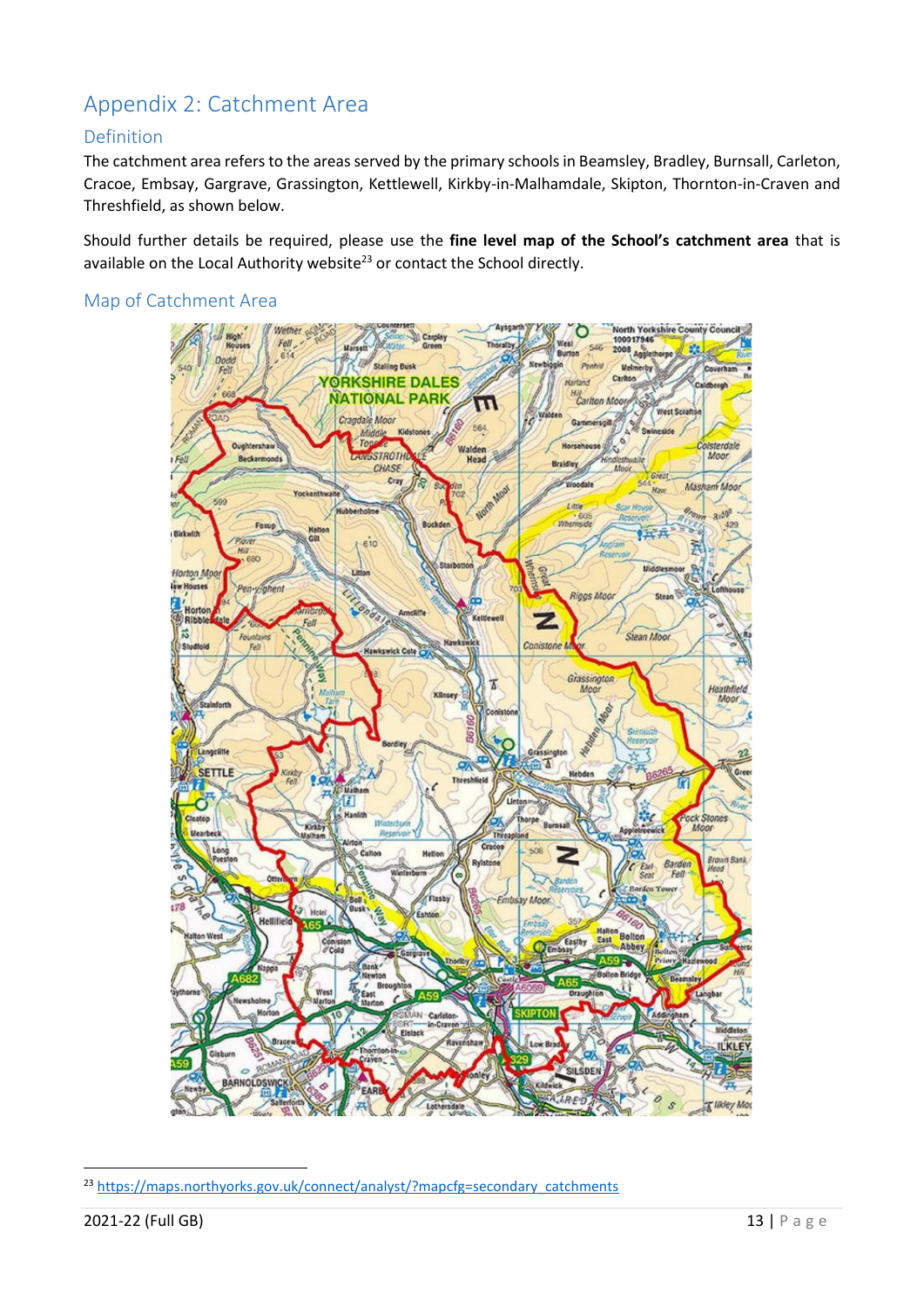# Appendix 2: Catchment Area

## Definition

The catchment area refers to the areas served by the primary schools in Beamsley, Bradley, Burnsall, Carleton, Cracoe, Embsay, Gargrave, Grassington, Kettlewell, Kirkby-in-Malhamdale, Skipton, Thornton-in-Craven and Threshfield, as shown below.

Should further details be required, please use the **fine level map of the School's catchment area** that is available on the Local Authority website[23] or contact the School directly.

## Map of Catchment Area

[23] https://maps.northyorks.gov.uk/connect/analyst/?mapcfg=secondary_catchments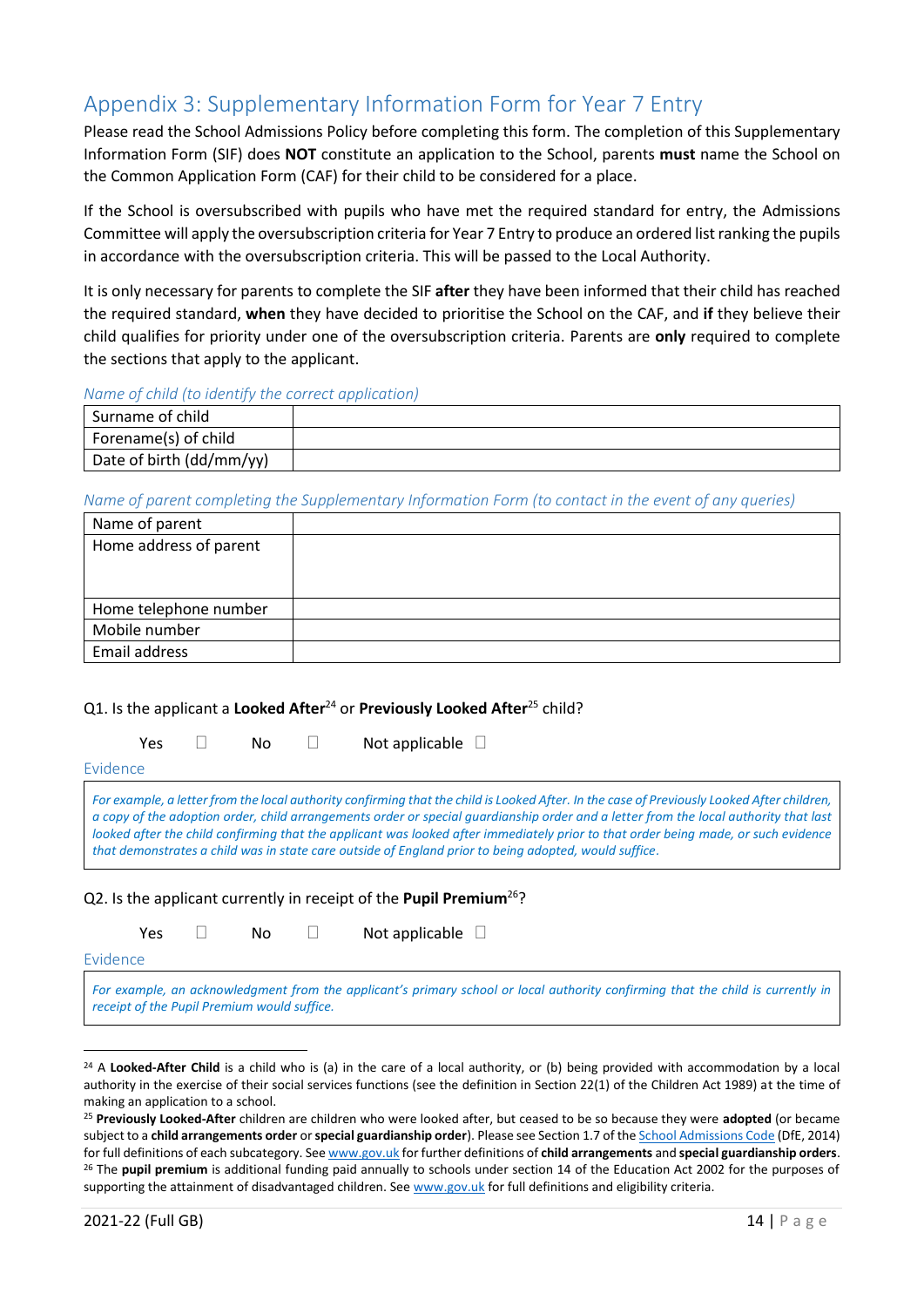## Appendix 3: Supplementary Information Form for Year 7 Entry

Please read the School Admissions Policy before completing this form. The completion of this Supplementary Information Form (SIF) does **NOT** constitute an application to the School, parents **must** name the School on the Common Application Form (CAF) for their child to be considered for a place.

If the School is oversubscribed with pupils who have met the required standard for entry, the Admissions Committee will apply the oversubscription criteria for Year 7 Entry to produce an ordered list ranking the pupils in accordance with the oversubscription criteria. This will be passed to the Local Authority.

It is only necessary for parents to complete the SIF **after** they have been informed that their child has reached the required standard, **when** they have decided to prioritise the School on the CAF, and **if** they believe their child qualifies for priority under one of the oversubscription criteria. Parents are **only** required to complete the sections that apply to the applicant.

*Name of child (to identify the correct application)*

| | |
|---|---|
| Surname of child | |
| Forename(s) of child | |
| Date of birth (dd/mm/yy) | |

*Name of parent completing the Supplementary Information Form (to contact in the event of any queries)*

| | |
|---|---|
| Name of parent | |
| Home address of parent | |
| Home telephone number | |
| Mobile number | |
| Email address | |

Q1. Is the applicant a **Looked After**[24] or **Previously Looked After**[25] child?

Yes ☐ No ☐ Not applicable ☐

Evidence

*For example, a letter from the local authority confirming that the child is Looked After. In the case of Previously Looked After children, a copy of the adoption order, child arrangements order or special guardianship order and a letter from the local authority that last looked after the child confirming that the applicant was looked after immediately prior to that order being made, or such evidence that demonstrates a child was in state care outside of England prior to being adopted, would suffice.*

Q2. Is the applicant currently in receipt of the **Pupil Premium**[26]?

Yes ☐ No ☐ Not applicable ☐

Evidence

*For example, an acknowledgment from the applicant's primary school or local authority confirming that the child is currently in receipt of the Pupil Premium would suffice.*

---

[24] A **Looked-After Child** is a child who is (a) in the care of a local authority, or (b) being provided with accommodation by a local authority in the exercise of their social services functions (see the definition in Section 22(1) of the Children Act 1989) at the time of making an application to a school.

[25] **Previously Looked-After** children are children who were looked after, but ceased to be so because they were **adopted** (or became subject to a **child arrangements order** or **special guardianship order**). Please see Section 1.7 of the School Admissions Code (DfE, 2014) for full definitions of each subcategory. See www.gov.uk for further definitions of **child arrangements** and **special guardianship orders**.

[26] The **pupil premium** is additional funding paid annually to schools under section 14 of the Education Act 2002 for the purposes of supporting the attainment of disadvantaged children. See www.gov.uk for full definitions and eligibility criteria.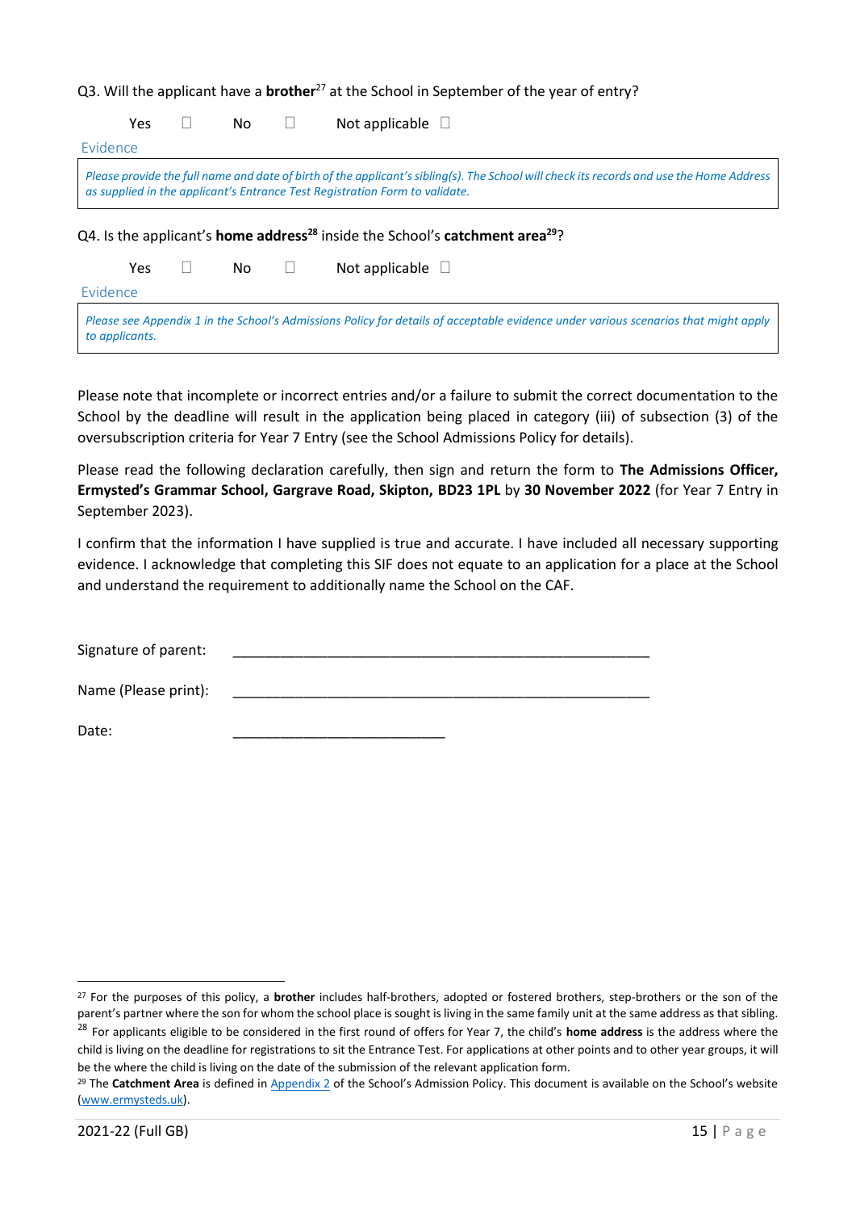Q3. Will the applicant have a **brother**[27] at the School in September of the year of entry?

Yes ☐ No ☐ Not applicable ☐

Evidence

*Please provide the full name and date of birth of the applicant's sibling(s). The School will check its records and use the Home Address as supplied in the applicant's Entrance Test Registration Form to validate.*

Q4. Is the applicant's **home address**[28] inside the School's **catchment area**[29]?

Yes ☐ No ☐ Not applicable ☐

Evidence

*Please see Appendix 1 in the School's Admissions Policy for details of acceptable evidence under various scenarios that might apply to applicants.*

Please note that incomplete or incorrect entries and/or a failure to submit the correct documentation to the School by the deadline will result in the application being placed in category (iii) of subsection (3) of the oversubscription criteria for Year 7 Entry (see the School Admissions Policy for details).

Please read the following declaration carefully, then sign and return the form to **The Admissions Officer, Ermysted's Grammar School, Gargrave Road, Skipton, BD23 1PL** by **30 November 2022** (for Year 7 Entry in September 2023).

I confirm that the information I have supplied is true and accurate. I have included all necessary supporting evidence. I acknowledge that completing this SIF does not equate to an application for a place at the School and understand the requirement to additionally name the School on the CAF.

Signature of parent: _______________________________________________

Name (Please print): _______________________________________________

Date: ___________________________

---

[27] For the purposes of this policy, a **brother** includes half-brothers, adopted or fostered brothers, step-brothers or the son of the parent's partner where the son for whom the school place is sought is living in the same family unit at the same address as that sibling.

[28] For applicants eligible to be considered in the first round of offers for Year 7, the child's **home address** is the address where the child is living on the deadline for registrations to sit the Entrance Test. For applications at other points and to other year groups, it will be the where the child is living on the date of the submission of the relevant application form.

[29] The **Catchment Area** is defined in Appendix 2 of the School's Admission Policy. This document is available on the School's website (www.ermysteds.uk).

2021-22 (Full GB)